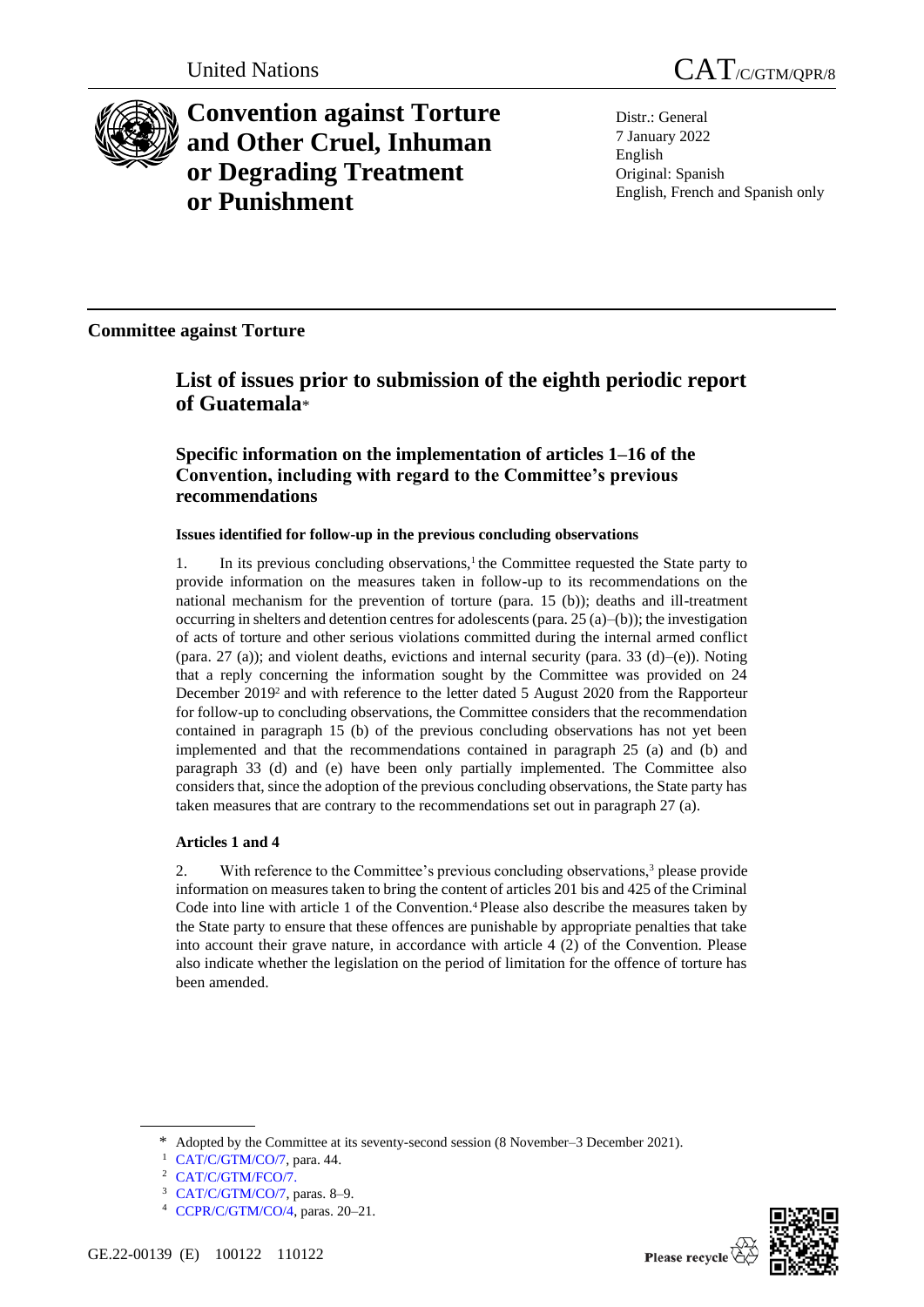United Nations

CAT/C/GTM/QPR/8

# Convention against Torture and Other Cruel, Inhuman or Degrading Treatment or Punishment

Distr.: General
7 January 2022
English
Original: Spanish
English, French and Spanish only

## Committee against Torture

# List of issues prior to submission of the eighth periodic report of Guatemala*

## Specific information on the implementation of articles 1–16 of the Convention, including with regard to the Committee's previous recommendations

### Issues identified for follow-up in the previous concluding observations

1. In its previous concluding observations,[1] the Committee requested the State party to provide information on the measures taken in follow-up to its recommendations on the national mechanism for the prevention of torture (para. 15 (b)); deaths and ill-treatment occurring in shelters and detention centres for adolescents (para. 25 (a)–(b)); the investigation of acts of torture and other serious violations committed during the internal armed conflict (para. 27 (a)); and violent deaths, evictions and internal security (para. 33 (d)–(e)). Noting that a reply concerning the information sought by the Committee was provided on 24 December 2019[2] and with reference to the letter dated 5 August 2020 from the Rapporteur for follow-up to concluding observations, the Committee considers that the recommendation contained in paragraph 15 (b) of the previous concluding observations has not yet been implemented and that the recommendations contained in paragraph 25 (a) and (b) and paragraph 33 (d) and (e) have been only partially implemented. The Committee also considers that, since the adoption of the previous concluding observations, the State party has taken measures that are contrary to the recommendations set out in paragraph 27 (a).

### Articles 1 and 4

2. With reference to the Committee's previous concluding observations,[3] please provide information on measures taken to bring the content of articles 201 bis and 425 of the Criminal Code into line with article 1 of the Convention.[4] Please also describe the measures taken by the State party to ensure that these offences are punishable by appropriate penalties that take into account their grave nature, in accordance with article 4 (2) of the Convention. Please also indicate whether the legislation on the period of limitation for the offence of torture has been amended.

---

\* Adopted by the Committee at its seventy-second session (8 November–3 December 2021).

[1] CAT/C/GTM/CO/7, para. 44.

[2] CAT/C/GTM/FCO/7.

[3] CAT/C/GTM/CO/7, paras. 8–9.

[4] CCPR/C/GTM/CO/4, paras. 20–21.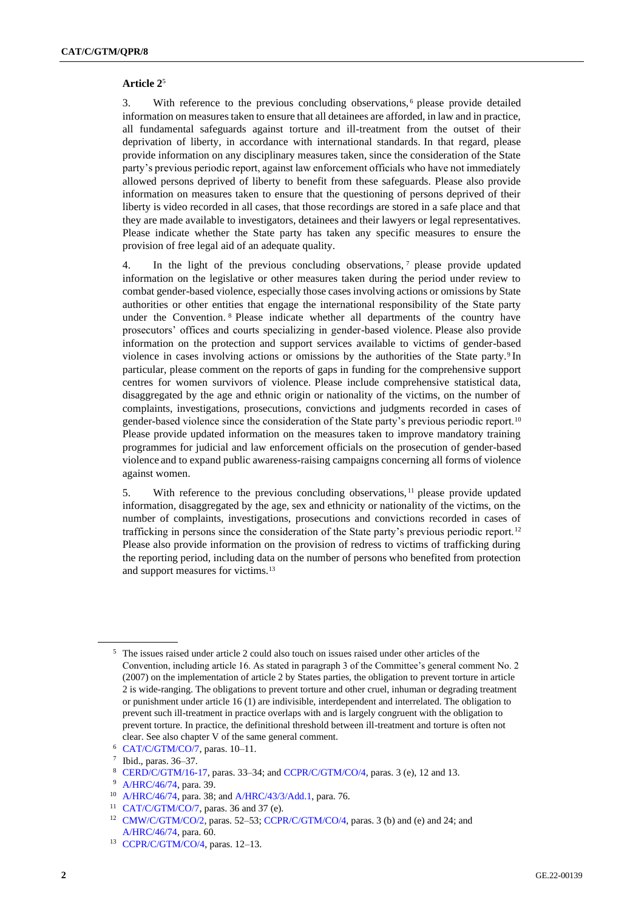### Article 2[5]

3. With reference to the previous concluding observations,[6] please provide detailed information on measures taken to ensure that all detainees are afforded, in law and in practice, all fundamental safeguards against torture and ill-treatment from the outset of their deprivation of liberty, in accordance with international standards. In that regard, please provide information on any disciplinary measures taken, since the consideration of the State party's previous periodic report, against law enforcement officials who have not immediately allowed persons deprived of liberty to benefit from these safeguards. Please also provide information on measures taken to ensure that the questioning of persons deprived of their liberty is video recorded in all cases, that those recordings are stored in a safe place and that they are made available to investigators, detainees and their lawyers or legal representatives. Please indicate whether the State party has taken any specific measures to ensure the provision of free legal aid of an adequate quality.

4. In the light of the previous concluding observations,[7] please provide updated information on the legislative or other measures taken during the period under review to combat gender-based violence, especially those cases involving actions or omissions by State authorities or other entities that engage the international responsibility of the State party under the Convention.[8] Please indicate whether all departments of the country have prosecutors' offices and courts specializing in gender-based violence. Please also provide information on the protection and support services available to victims of gender-based violence in cases involving actions or omissions by the authorities of the State party.[9] In particular, please comment on the reports of gaps in funding for the comprehensive support centres for women survivors of violence. Please include comprehensive statistical data, disaggregated by the age and ethnic origin or nationality of the victims, on the number of complaints, investigations, prosecutions, convictions and judgments recorded in cases of gender-based violence since the consideration of the State party's previous periodic report.[10] Please provide updated information on the measures taken to improve mandatory training programmes for judicial and law enforcement officials on the prosecution of gender-based violence and to expand public awareness-raising campaigns concerning all forms of violence against women.

5. With reference to the previous concluding observations,[11] please provide updated information, disaggregated by the age, sex and ethnicity or nationality of the victims, on the number of complaints, investigations, prosecutions and convictions recorded in cases of trafficking in persons since the consideration of the State party's previous periodic report.[12] Please also provide information on the provision of redress to victims of trafficking during the reporting period, including data on the number of persons who benefited from protection and support measures for victims.[13]

---

[5] The issues raised under article 2 could also touch on issues raised under other articles of the Convention, including article 16. As stated in paragraph 3 of the Committee's general comment No. 2 (2007) on the implementation of article 2 by States parties, the obligation to prevent torture in article 2 is wide-ranging. The obligations to prevent torture and other cruel, inhuman or degrading treatment or punishment under article 16 (1) are indivisible, interdependent and interrelated. The obligation to prevent such ill-treatment in practice overlaps with and is largely congruent with the obligation to prevent torture. In practice, the definitional threshold between ill-treatment and torture is often not clear. See also chapter V of the same general comment.

[6] CAT/C/GTM/CO/7, paras. 10–11.

[7] Ibid., paras. 36–37.

[8] CERD/C/GTM/16-17, paras. 33–34; and CCPR/C/GTM/CO/4, paras. 3 (e), 12 and 13.

[9] A/HRC/46/74, para. 39.

[10] A/HRC/46/74, para. 38; and A/HRC/43/3/Add.1, para. 76.

[11] CAT/C/GTM/CO/7, paras. 36 and 37 (e).

[12] CMW/C/GTM/CO/2, paras. 52–53; CCPR/C/GTM/CO/4, paras. 3 (b) and (e) and 24; and A/HRC/46/74, para. 60.

[13] CCPR/C/GTM/CO/4, paras. 12–13.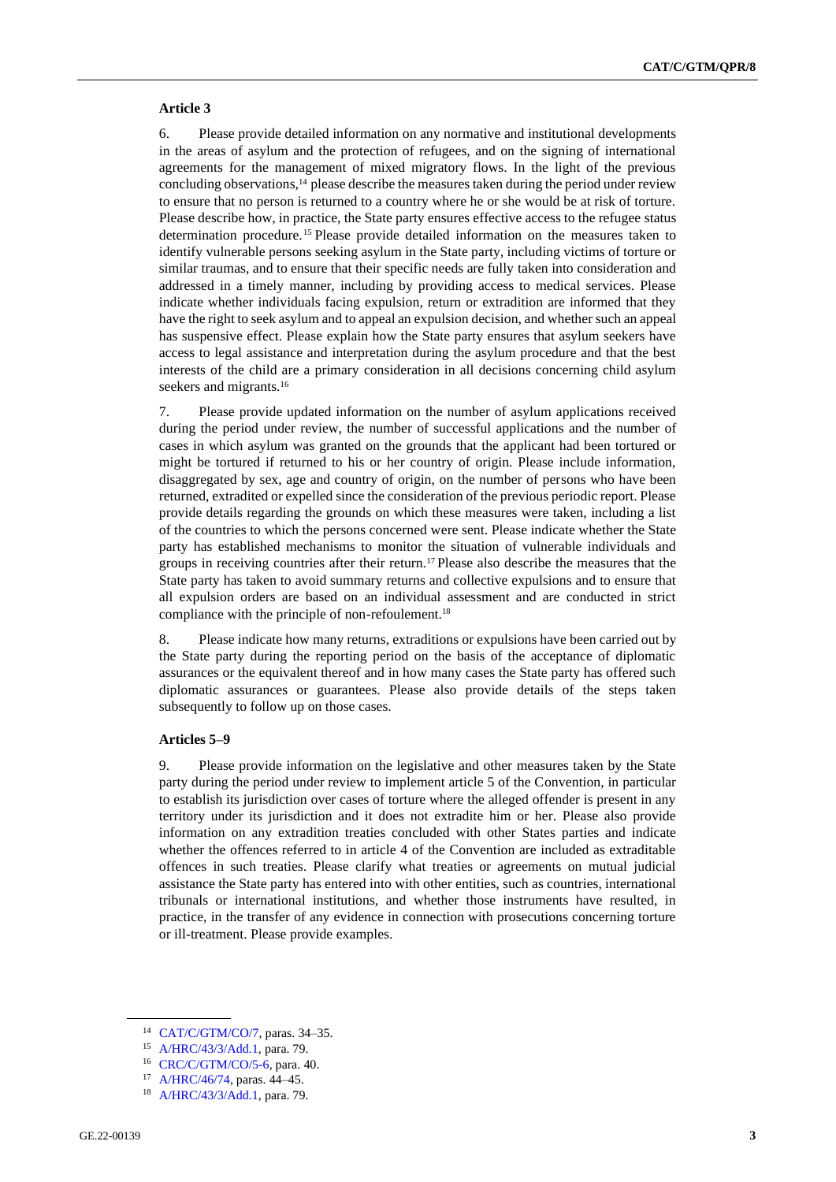### Article 3

6. Please provide detailed information on any normative and institutional developments in the areas of asylum and the protection of refugees, and on the signing of international agreements for the management of mixed migratory flows. In the light of the previous concluding observations,[14] please describe the measures taken during the period under review to ensure that no person is returned to a country where he or she would be at risk of torture. Please describe how, in practice, the State party ensures effective access to the refugee status determination procedure.[15] Please provide detailed information on the measures taken to identify vulnerable persons seeking asylum in the State party, including victims of torture or similar traumas, and to ensure that their specific needs are fully taken into consideration and addressed in a timely manner, including by providing access to medical services. Please indicate whether individuals facing expulsion, return or extradition are informed that they have the right to seek asylum and to appeal an expulsion decision, and whether such an appeal has suspensive effect. Please explain how the State party ensures that asylum seekers have access to legal assistance and interpretation during the asylum procedure and that the best interests of the child are a primary consideration in all decisions concerning child asylum seekers and migrants.[16]

7. Please provide updated information on the number of asylum applications received during the period under review, the number of successful applications and the number of cases in which asylum was granted on the grounds that the applicant had been tortured or might be tortured if returned to his or her country of origin. Please include information, disaggregated by sex, age and country of origin, on the number of persons who have been returned, extradited or expelled since the consideration of the previous periodic report. Please provide details regarding the grounds on which these measures were taken, including a list of the countries to which the persons concerned were sent. Please indicate whether the State party has established mechanisms to monitor the situation of vulnerable individuals and groups in receiving countries after their return.[17] Please also describe the measures that the State party has taken to avoid summary returns and collective expulsions and to ensure that all expulsion orders are based on an individual assessment and are conducted in strict compliance with the principle of non-refoulement.[18]

8. Please indicate how many returns, extraditions or expulsions have been carried out by the State party during the reporting period on the basis of the acceptance of diplomatic assurances or the equivalent thereof and in how many cases the State party has offered such diplomatic assurances or guarantees. Please also provide details of the steps taken subsequently to follow up on those cases.

### Articles 5–9

9. Please provide information on the legislative and other measures taken by the State party during the period under review to implement article 5 of the Convention, in particular to establish its jurisdiction over cases of torture where the alleged offender is present in any territory under its jurisdiction and it does not extradite him or her. Please also provide information on any extradition treaties concluded with other States parties and indicate whether the offences referred to in article 4 of the Convention are included as extraditable offences in such treaties. Please clarify what treaties or agreements on mutual judicial assistance the State party has entered into with other entities, such as countries, international tribunals or international institutions, and whether those instruments have resulted, in practice, in the transfer of any evidence in connection with prosecutions concerning torture or ill-treatment. Please provide examples.

---

[14] CAT/C/GTM/CO/7, paras. 34–35.

[15] A/HRC/43/3/Add.1, para. 79.

[16] CRC/C/GTM/CO/5-6, para. 40.

[17] A/HRC/46/74, paras. 44–45.

[18] A/HRC/43/3/Add.1, para. 79.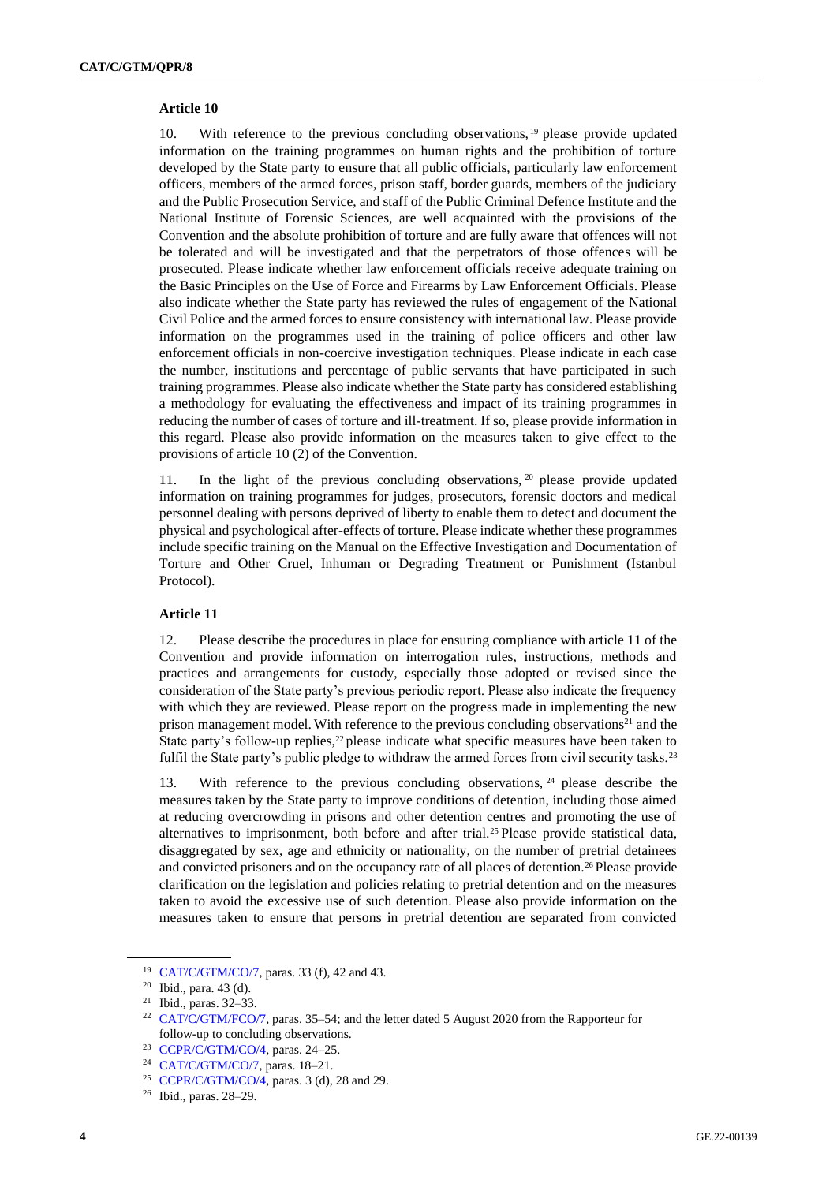### Article 10

10. With reference to the previous concluding observations,[19] please provide updated information on the training programmes on human rights and the prohibition of torture developed by the State party to ensure that all public officials, particularly law enforcement officers, members of the armed forces, prison staff, border guards, members of the judiciary and the Public Prosecution Service, and staff of the Public Criminal Defence Institute and the National Institute of Forensic Sciences, are well acquainted with the provisions of the Convention and the absolute prohibition of torture and are fully aware that offences will not be tolerated and will be investigated and that the perpetrators of those offences will be prosecuted. Please indicate whether law enforcement officials receive adequate training on the Basic Principles on the Use of Force and Firearms by Law Enforcement Officials. Please also indicate whether the State party has reviewed the rules of engagement of the National Civil Police and the armed forces to ensure consistency with international law. Please provide information on the programmes used in the training of police officers and other law enforcement officials in non-coercive investigation techniques. Please indicate in each case the number, institutions and percentage of public servants that have participated in such training programmes. Please also indicate whether the State party has considered establishing a methodology for evaluating the effectiveness and impact of its training programmes in reducing the number of cases of torture and ill-treatment. If so, please provide information in this regard. Please also provide information on the measures taken to give effect to the provisions of article 10 (2) of the Convention.

11. In the light of the previous concluding observations,[20] please provide updated information on training programmes for judges, prosecutors, forensic doctors and medical personnel dealing with persons deprived of liberty to enable them to detect and document the physical and psychological after-effects of torture. Please indicate whether these programmes include specific training on the Manual on the Effective Investigation and Documentation of Torture and Other Cruel, Inhuman or Degrading Treatment or Punishment (Istanbul Protocol).

### Article 11

12. Please describe the procedures in place for ensuring compliance with article 11 of the Convention and provide information on interrogation rules, instructions, methods and practices and arrangements for custody, especially those adopted or revised since the consideration of the State party's previous periodic report. Please also indicate the frequency with which they are reviewed. Please report on the progress made in implementing the new prison management model. With reference to the previous concluding observations[21] and the State party's follow-up replies,[22] please indicate what specific measures have been taken to fulfil the State party's public pledge to withdraw the armed forces from civil security tasks.[23]

13. With reference to the previous concluding observations,[24] please describe the measures taken by the State party to improve conditions of detention, including those aimed at reducing overcrowding in prisons and other detention centres and promoting the use of alternatives to imprisonment, both before and after trial.[25] Please provide statistical data, disaggregated by sex, age and ethnicity or nationality, on the number of pretrial detainees and convicted prisoners and on the occupancy rate of all places of detention.[26] Please provide clarification on the legislation and policies relating to pretrial detention and on the measures taken to avoid the excessive use of such detention. Please also provide information on the measures taken to ensure that persons in pretrial detention are separated from convicted

---

[19] CAT/C/GTM/CO/7, paras. 33 (f), 42 and 43.

[20] Ibid., para. 43 (d).

[21] Ibid., paras. 32–33.

[22] CAT/C/GTM/FCO/7, paras. 35–54; and the letter dated 5 August 2020 from the Rapporteur for follow-up to concluding observations.

[23] CCPR/C/GTM/CO/4, paras. 24–25.

[24] CAT/C/GTM/CO/7, paras. 18–21.

[25] CCPR/C/GTM/CO/4, paras. 3 (d), 28 and 29.

[26] Ibid., paras. 28–29.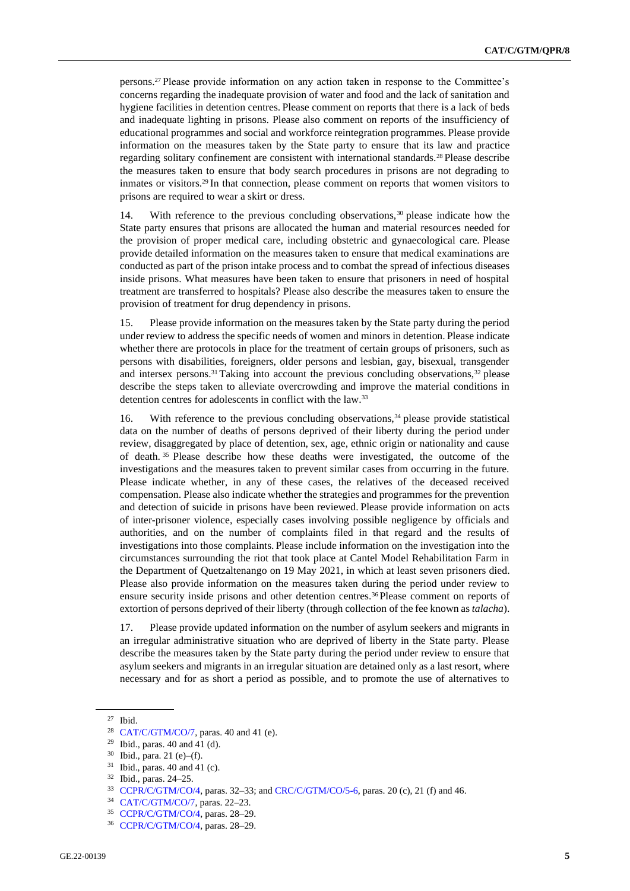persons.[27] Please provide information on any action taken in response to the Committee's concerns regarding the inadequate provision of water and food and the lack of sanitation and hygiene facilities in detention centres. Please comment on reports that there is a lack of beds and inadequate lighting in prisons. Please also comment on reports of the insufficiency of educational programmes and social and workforce reintegration programmes. Please provide information on the measures taken by the State party to ensure that its law and practice regarding solitary confinement are consistent with international standards.[28] Please describe the measures taken to ensure that body search procedures in prisons are not degrading to inmates or visitors.[29] In that connection, please comment on reports that women visitors to prisons are required to wear a skirt or dress.

14. With reference to the previous concluding observations,[30] please indicate how the State party ensures that prisons are allocated the human and material resources needed for the provision of proper medical care, including obstetric and gynaecological care. Please provide detailed information on the measures taken to ensure that medical examinations are conducted as part of the prison intake process and to combat the spread of infectious diseases inside prisons. What measures have been taken to ensure that prisoners in need of hospital treatment are transferred to hospitals? Please also describe the measures taken to ensure the provision of treatment for drug dependency in prisons.

15. Please provide information on the measures taken by the State party during the period under review to address the specific needs of women and minors in detention. Please indicate whether there are protocols in place for the treatment of certain groups of prisoners, such as persons with disabilities, foreigners, older persons and lesbian, gay, bisexual, transgender and intersex persons.[31] Taking into account the previous concluding observations,[32] please describe the steps taken to alleviate overcrowding and improve the material conditions in detention centres for adolescents in conflict with the law.[33]

16. With reference to the previous concluding observations,[34] please provide statistical data on the number of deaths of persons deprived of their liberty during the period under review, disaggregated by place of detention, sex, age, ethnic origin or nationality and cause of death.[35] Please describe how these deaths were investigated, the outcome of the investigations and the measures taken to prevent similar cases from occurring in the future. Please indicate whether, in any of these cases, the relatives of the deceased received compensation. Please also indicate whether the strategies and programmes for the prevention and detection of suicide in prisons have been reviewed. Please provide information on acts of inter-prisoner violence, especially cases involving possible negligence by officials and authorities, and on the number of complaints filed in that regard and the results of investigations into those complaints. Please include information on the investigation into the circumstances surrounding the riot that took place at Cantel Model Rehabilitation Farm in the Department of Quetzaltenango on 19 May 2021, in which at least seven prisoners died. Please also provide information on the measures taken during the period under review to ensure security inside prisons and other detention centres.[36] Please comment on reports of extortion of persons deprived of their liberty (through collection of the fee known as *talacha*).

17. Please provide updated information on the number of asylum seekers and migrants in an irregular administrative situation who are deprived of liberty in the State party. Please describe the measures taken by the State party during the period under review to ensure that asylum seekers and migrants in an irregular situation are detained only as a last resort, where necessary and for as short a period as possible, and to promote the use of alternatives to

---

[27] Ibid.

[28] CAT/C/GTM/CO/7, paras. 40 and 41 (e).

[29] Ibid., paras. 40 and 41 (d).

[30] Ibid., para. 21 (e)–(f).

[31] Ibid., paras. 40 and 41 (c).

[32] Ibid., paras. 24–25.

[33] CCPR/C/GTM/CO/4, paras. 32–33; and CRC/C/GTM/CO/5-6, paras. 20 (c), 21 (f) and 46.

[34] CAT/C/GTM/CO/7, paras. 22–23.

[35] CCPR/C/GTM/CO/4, paras. 28–29.

[36] CCPR/C/GTM/CO/4, paras. 28–29.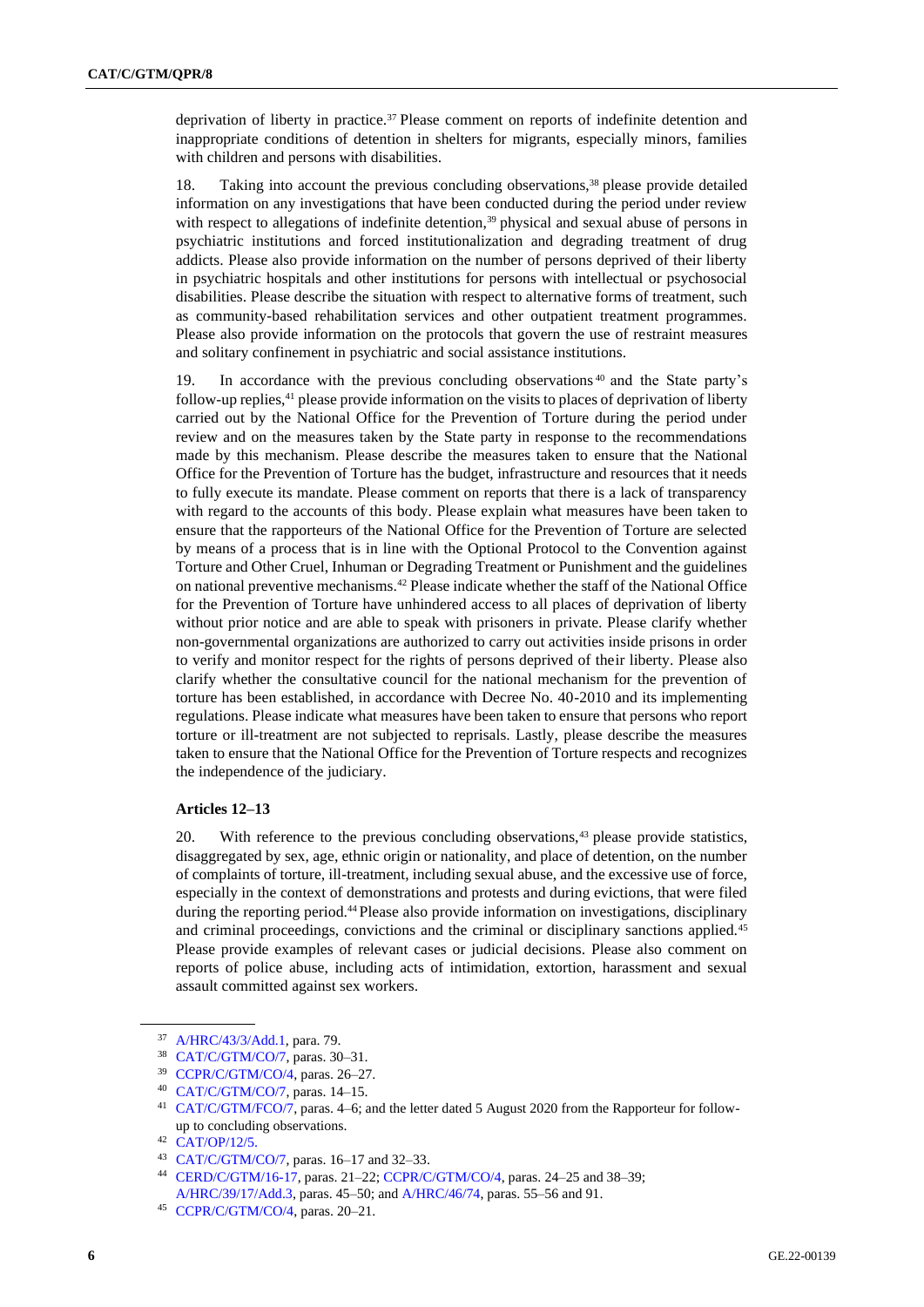deprivation of liberty in practice.[37] Please comment on reports of indefinite detention and inappropriate conditions of detention in shelters for migrants, especially minors, families with children and persons with disabilities.

18. Taking into account the previous concluding observations,[38] please provide detailed information on any investigations that have been conducted during the period under review with respect to allegations of indefinite detention,[39] physical and sexual abuse of persons in psychiatric institutions and forced institutionalization and degrading treatment of drug addicts. Please also provide information on the number of persons deprived of their liberty in psychiatric hospitals and other institutions for persons with intellectual or psychosocial disabilities. Please describe the situation with respect to alternative forms of treatment, such as community-based rehabilitation services and other outpatient treatment programmes. Please also provide information on the protocols that govern the use of restraint measures and solitary confinement in psychiatric and social assistance institutions.

19. In accordance with the previous concluding observations[40] and the State party's follow-up replies,[41] please provide information on the visits to places of deprivation of liberty carried out by the National Office for the Prevention of Torture during the period under review and on the measures taken by the State party in response to the recommendations made by this mechanism. Please describe the measures taken to ensure that the National Office for the Prevention of Torture has the budget, infrastructure and resources that it needs to fully execute its mandate. Please comment on reports that there is a lack of transparency with regard to the accounts of this body. Please explain what measures have been taken to ensure that the rapporteurs of the National Office for the Prevention of Torture are selected by means of a process that is in line with the Optional Protocol to the Convention against Torture and Other Cruel, Inhuman or Degrading Treatment or Punishment and the guidelines on national preventive mechanisms.[42] Please indicate whether the staff of the National Office for the Prevention of Torture have unhindered access to all places of deprivation of liberty without prior notice and are able to speak with prisoners in private. Please clarify whether non-governmental organizations are authorized to carry out activities inside prisons in order to verify and monitor respect for the rights of persons deprived of their liberty. Please also clarify whether the consultative council for the national mechanism for the prevention of torture has been established, in accordance with Decree No. 40-2010 and its implementing regulations. Please indicate what measures have been taken to ensure that persons who report torture or ill-treatment are not subjected to reprisals. Lastly, please describe the measures taken to ensure that the National Office for the Prevention of Torture respects and recognizes the independence of the judiciary.

**Articles 12–13**

20. With reference to the previous concluding observations,[43] please provide statistics, disaggregated by sex, age, ethnic origin or nationality, and place of detention, on the number of complaints of torture, ill-treatment, including sexual abuse, and the excessive use of force, especially in the context of demonstrations and protests and during evictions, that were filed during the reporting period.[44] Please also provide information on investigations, disciplinary and criminal proceedings, convictions and the criminal or disciplinary sanctions applied.[45] Please provide examples of relevant cases or judicial decisions. Please also comment on reports of police abuse, including acts of intimidation, extortion, harassment and sexual assault committed against sex workers.

---

[37] A/HRC/43/3/Add.1, para. 79.

[38] CAT/C/GTM/CO/7, paras. 30–31.

[39] CCPR/C/GTM/CO/4, paras. 26–27.

[40] CAT/C/GTM/CO/7, paras. 14–15.

[41] CAT/C/GTM/FCO/7, paras. 4–6; and the letter dated 5 August 2020 from the Rapporteur for follow-up to concluding observations.

[42] CAT/OP/12/5.

[43] CAT/C/GTM/CO/7, paras. 16–17 and 32–33.

[44] CERD/C/GTM/16-17, paras. 21–22; CCPR/C/GTM/CO/4, paras. 24–25 and 38–39; A/HRC/39/17/Add.3, paras. 45–50; and A/HRC/46/74, paras. 55–56 and 91.

[45] CCPR/C/GTM/CO/4, paras. 20–21.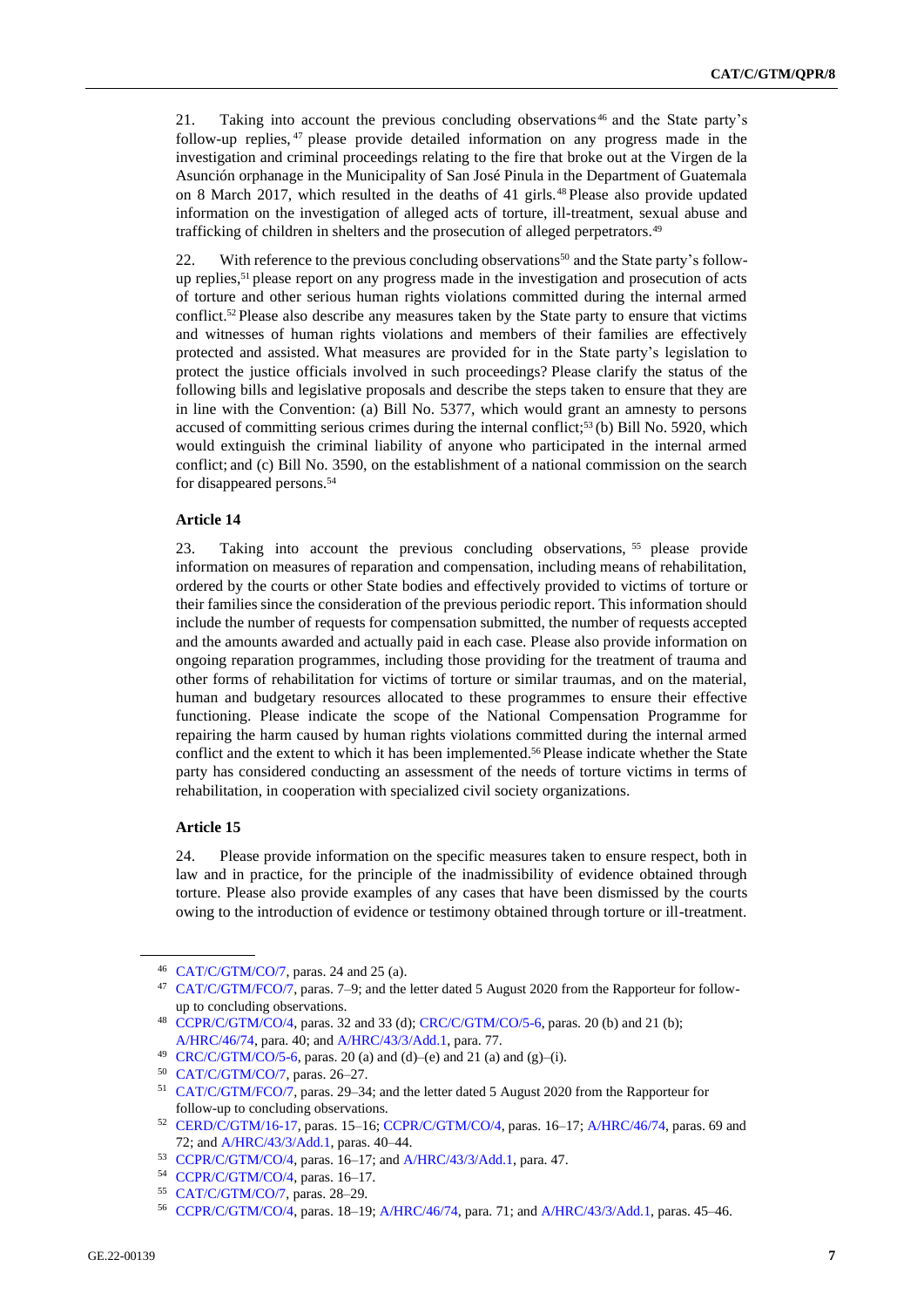21. Taking into account the previous concluding observations[46] and the State party's follow-up replies,[47] please provide detailed information on any progress made in the investigation and criminal proceedings relating to the fire that broke out at the Virgen de la Asunción orphanage in the Municipality of San José Pinula in the Department of Guatemala on 8 March 2017, which resulted in the deaths of 41 girls.[48] Please also provide updated information on the investigation of alleged acts of torture, ill-treatment, sexual abuse and trafficking of children in shelters and the prosecution of alleged perpetrators.[49]

22. With reference to the previous concluding observations[50] and the State party's follow-up replies,[51] please report on any progress made in the investigation and prosecution of acts of torture and other serious human rights violations committed during the internal armed conflict.[52] Please also describe any measures taken by the State party to ensure that victims and witnesses of human rights violations and members of their families are effectively protected and assisted. What measures are provided for in the State party's legislation to protect the justice officials involved in such proceedings? Please clarify the status of the following bills and legislative proposals and describe the steps taken to ensure that they are in line with the Convention: (a) Bill No. 5377, which would grant an amnesty to persons accused of committing serious crimes during the internal conflict;[53] (b) Bill No. 5920, which would extinguish the criminal liability of anyone who participated in the internal armed conflict; and (c) Bill No. 3590, on the establishment of a national commission on the search for disappeared persons.[54]

### Article 14

23. Taking into account the previous concluding observations,[55] please provide information on measures of reparation and compensation, including means of rehabilitation, ordered by the courts or other State bodies and effectively provided to victims of torture or their families since the consideration of the previous periodic report. This information should include the number of requests for compensation submitted, the number of requests accepted and the amounts awarded and actually paid in each case. Please also provide information on ongoing reparation programmes, including those providing for the treatment of trauma and other forms of rehabilitation for victims of torture or similar traumas, and on the material, human and budgetary resources allocated to these programmes to ensure their effective functioning. Please indicate the scope of the National Compensation Programme for repairing the harm caused by human rights violations committed during the internal armed conflict and the extent to which it has been implemented.[56] Please indicate whether the State party has considered conducting an assessment of the needs of torture victims in terms of rehabilitation, in cooperation with specialized civil society organizations.

### Article 15

24. Please provide information on the specific measures taken to ensure respect, both in law and in practice, for the principle of the inadmissibility of evidence obtained through torture. Please also provide examples of any cases that have been dismissed by the courts owing to the introduction of evidence or testimony obtained through torture or ill-treatment.

---

[46] CAT/C/GTM/CO/7, paras. 24 and 25 (a).

[47] CAT/C/GTM/FCO/7, paras. 7–9; and the letter dated 5 August 2020 from the Rapporteur for follow-up to concluding observations.

[48] CCPR/C/GTM/CO/4, paras. 32 and 33 (d); CRC/C/GTM/CO/5-6, paras. 20 (b) and 21 (b); A/HRC/46/74, para. 40; and A/HRC/43/3/Add.1, para. 77.

[49] CRC/C/GTM/CO/5-6, paras. 20 (a) and (d)–(e) and 21 (a) and (g)–(i).

[50] CAT/C/GTM/CO/7, paras. 26–27.

[51] CAT/C/GTM/FCO/7, paras. 29–34; and the letter dated 5 August 2020 from the Rapporteur for follow-up to concluding observations.

[52] CERD/C/GTM/16-17, paras. 15–16; CCPR/C/GTM/CO/4, paras. 16–17; A/HRC/46/74, paras. 69 and 72; and A/HRC/43/3/Add.1, paras. 40–44.

[53] CCPR/C/GTM/CO/4, paras. 16–17; and A/HRC/43/3/Add.1, para. 47.

[54] CCPR/C/GTM/CO/4, paras. 16–17.

[55] CAT/C/GTM/CO/7, paras. 28–29.

[56] CCPR/C/GTM/CO/4, paras. 18–19; A/HRC/46/74, para. 71; and A/HRC/43/3/Add.1, paras. 45–46.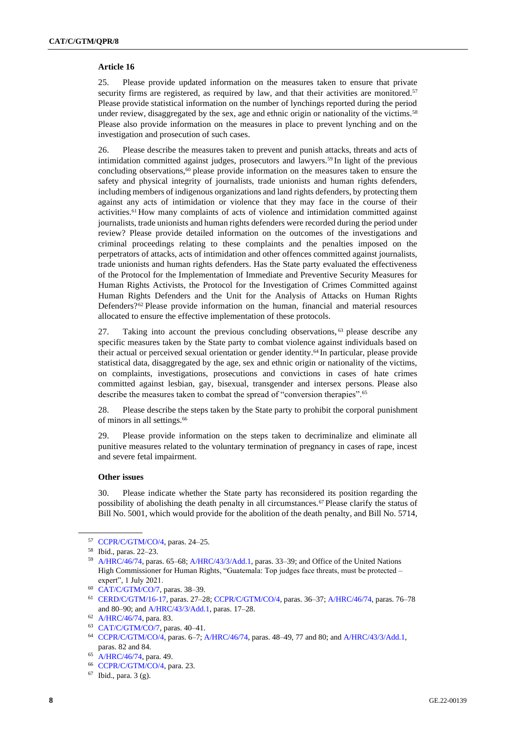### Article 16

25. Please provide updated information on the measures taken to ensure that private security firms are registered, as required by law, and that their activities are monitored.[57] Please provide statistical information on the number of lynchings reported during the period under review, disaggregated by the sex, age and ethnic origin or nationality of the victims.[58] Please also provide information on the measures in place to prevent lynching and on the investigation and prosecution of such cases.

26. Please describe the measures taken to prevent and punish attacks, threats and acts of intimidation committed against judges, prosecutors and lawyers.[59] In light of the previous concluding observations,[60] please provide information on the measures taken to ensure the safety and physical integrity of journalists, trade unionists and human rights defenders, including members of indigenous organizations and land rights defenders, by protecting them against any acts of intimidation or violence that they may face in the course of their activities.[61] How many complaints of acts of violence and intimidation committed against journalists, trade unionists and human rights defenders were recorded during the period under review? Please provide detailed information on the outcomes of the investigations and criminal proceedings relating to these complaints and the penalties imposed on the perpetrators of attacks, acts of intimidation and other offences committed against journalists, trade unionists and human rights defenders. Has the State party evaluated the effectiveness of the Protocol for the Implementation of Immediate and Preventive Security Measures for Human Rights Activists, the Protocol for the Investigation of Crimes Committed against Human Rights Defenders and the Unit for the Analysis of Attacks on Human Rights Defenders?[62] Please provide information on the human, financial and material resources allocated to ensure the effective implementation of these protocols.

27. Taking into account the previous concluding observations,[63] please describe any specific measures taken by the State party to combat violence against individuals based on their actual or perceived sexual orientation or gender identity.[64] In particular, please provide statistical data, disaggregated by the age, sex and ethnic origin or nationality of the victims, on complaints, investigations, prosecutions and convictions in cases of hate crimes committed against lesbian, gay, bisexual, transgender and intersex persons. Please also describe the measures taken to combat the spread of "conversion therapies".[65]

28. Please describe the steps taken by the State party to prohibit the corporal punishment of minors in all settings.[66]

29. Please provide information on the steps taken to decriminalize and eliminate all punitive measures related to the voluntary termination of pregnancy in cases of rape, incest and severe fetal impairment.

### Other issues

30. Please indicate whether the State party has reconsidered its position regarding the possibility of abolishing the death penalty in all circumstances.[67] Please clarify the status of Bill No. 5001, which would provide for the abolition of the death penalty, and Bill No. 5714,

---

[57] CCPR/C/GTM/CO/4, paras. 24–25.

[58] Ibid., paras. 22–23.

[59] A/HRC/46/74, paras. 65–68; A/HRC/43/3/Add.1, paras. 33–39; and Office of the United Nations High Commissioner for Human Rights, "Guatemala: Top judges face threats, must be protected – expert", 1 July 2021.

[60] CAT/C/GTM/CO/7, paras. 38–39.

[61] CERD/C/GTM/16-17, paras. 27–28; CCPR/C/GTM/CO/4, paras. 36–37; A/HRC/46/74, paras. 76–78 and 80–90; and A/HRC/43/3/Add.1, paras. 17–28.

[62] A/HRC/46/74, para. 83.

[63] CAT/C/GTM/CO/7, paras. 40–41.

[64] CCPR/C/GTM/CO/4, paras. 6–7; A/HRC/46/74, paras. 48–49, 77 and 80; and A/HRC/43/3/Add.1, paras. 82 and 84.

[65] A/HRC/46/74, para. 49.

[66] CCPR/C/GTM/CO/4, para. 23.

[67] Ibid., para. 3 (g).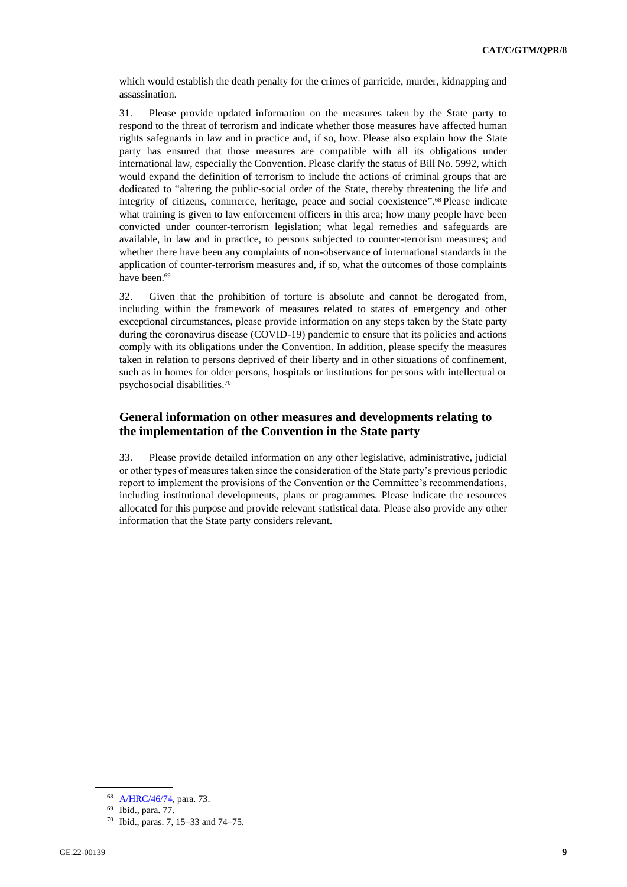which would establish the death penalty for the crimes of parricide, murder, kidnapping and assassination.

31. Please provide updated information on the measures taken by the State party to respond to the threat of terrorism and indicate whether those measures have affected human rights safeguards in law and in practice and, if so, how. Please also explain how the State party has ensured that those measures are compatible with all its obligations under international law, especially the Convention. Please clarify the status of Bill No. 5992, which would expand the definition of terrorism to include the actions of criminal groups that are dedicated to "altering the public-social order of the State, thereby threatening the life and integrity of citizens, commerce, heritage, peace and social coexistence".[68] Please indicate what training is given to law enforcement officers in this area; how many people have been convicted under counter-terrorism legislation; what legal remedies and safeguards are available, in law and in practice, to persons subjected to counter-terrorism measures; and whether there have been any complaints of non-observance of international standards in the application of counter-terrorism measures and, if so, what the outcomes of those complaints have been.[69]

32. Given that the prohibition of torture is absolute and cannot be derogated from, including within the framework of measures related to states of emergency and other exceptional circumstances, please provide information on any steps taken by the State party during the coronavirus disease (COVID-19) pandemic to ensure that its policies and actions comply with its obligations under the Convention. In addition, please specify the measures taken in relation to persons deprived of their liberty and in other situations of confinement, such as in homes for older persons, hospitals or institutions for persons with intellectual or psychosocial disabilities.[70]

## General information on other measures and developments relating to the implementation of the Convention in the State party

33. Please provide detailed information on any other legislative, administrative, judicial or other types of measures taken since the consideration of the State party's previous periodic report to implement the provisions of the Convention or the Committee's recommendations, including institutional developments, plans or programmes. Please indicate the resources allocated for this purpose and provide relevant statistical data. Please also provide any other information that the State party considers relevant.

---

[68] A/HRC/46/74, para. 73.

[69] Ibid., para. 77.

[70] Ibid., paras. 7, 15–33 and 74–75.